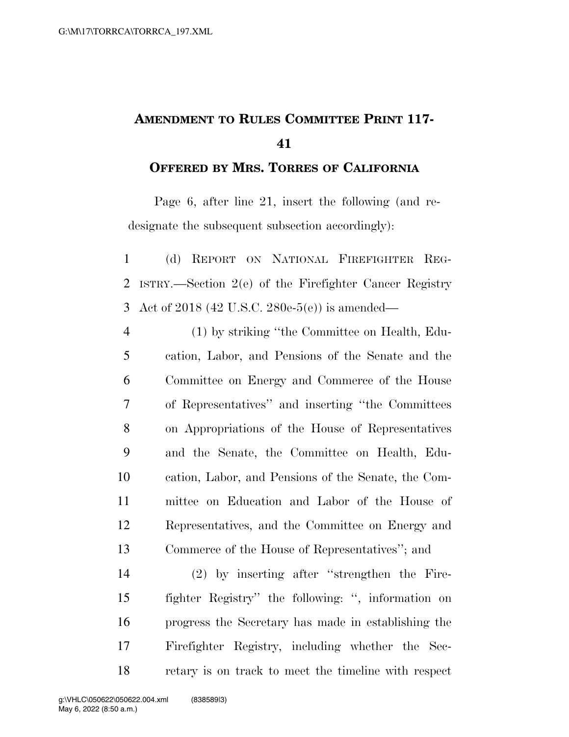# AMENDMENT TO RULES COMMITTEE PRINT 117-41

## OFFERED BY MRS. TORRES OF CALIFORNIA

Page 6, after line 21, insert the following (and redesignate the subsequent subsection accordingly):

(d) REPORT ON NATIONAL FIREFIGHTER REGISTRY.—Section 2(e) of the Firefighter Cancer Registry Act of 2018 (42 U.S.C. 280e-5(e)) is amended—

(1) by striking "the Committee on Health, Education, Labor, and Pensions of the Senate and the Committee on Energy and Commerce of the House of Representatives" and inserting "the Committees on Appropriations of the House of Representatives and the Senate, the Committee on Health, Education, Labor, and Pensions of the Senate, the Committee on Education and Labor of the House of Representatives, and the Committee on Energy and Commerce of the House of Representatives"; and

(2) by inserting after "strengthen the Firefighter Registry" the following: ", information on progress the Secretary has made in establishing the Firefighter Registry, including whether the Secretary is on track to meet the timeline with respect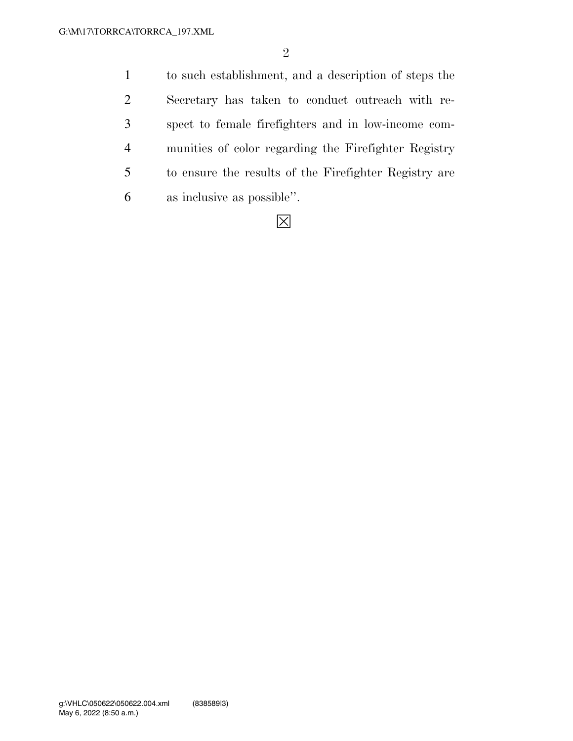to such establishment, and a description of steps the Secretary has taken to conduct outreach with respect to female firefighters and in low-income communities of color regarding the Firefighter Registry to ensure the results of the Firefighter Registry are as inclusive as possible''.

☒